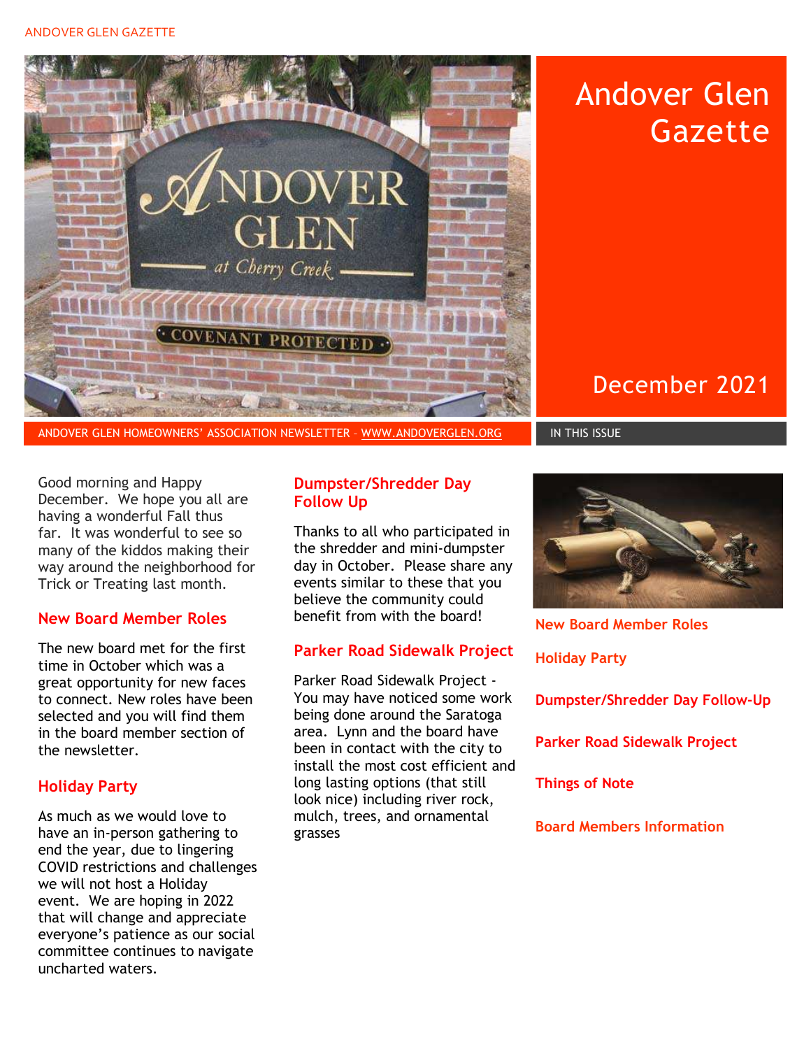# Andover Glen Gazette

December 2021

ANDOVER GLEN HOMEOWNERS' ASSOCIATION NEWSLETTER – WWW.ANDOVERGLEN.ORG

Good morning and Happy December. We hope you all are having a wonderful Fall thus far. It was wonderful to see so many of the kiddos making their way around the neighborhood for Trick or Treating last month.

## New Board Member Roles

The new board met for the first time in October which was a great opportunity for new faces to connect. New roles have been selected and you will find them in the board member section of the newsletter.

## Holiday Party

As much as we would love to have an in-person gathering to end the year, due to lingering COVID restrictions and challenges we will not host a Holiday event. We are hoping in 2022 that will change and appreciate everyone's patience as our social committee continues to navigate uncharted waters.

## Dumpster/Shredder Day Follow Up

Thanks to all who participated in the shredder and mini-dumpster day in October. Please share any events similar to these that you believe the community could benefit from with the board!

## Parker Road Sidewalk Project

Parker Road Sidewalk Project - You may have noticed some work being done around the Saratoga area. Lynn and the board have been in contact with the city to install the most cost efficient and long lasting options (that still look nice) including river rock, mulch, trees, and ornamental grasses

## IN THIS ISSUE

- New Board Member Roles
- Holiday Party
- Dumpster/Shredder Day Follow-Up
- Parker Road Sidewalk Project
- Things of Note
- Board Members Information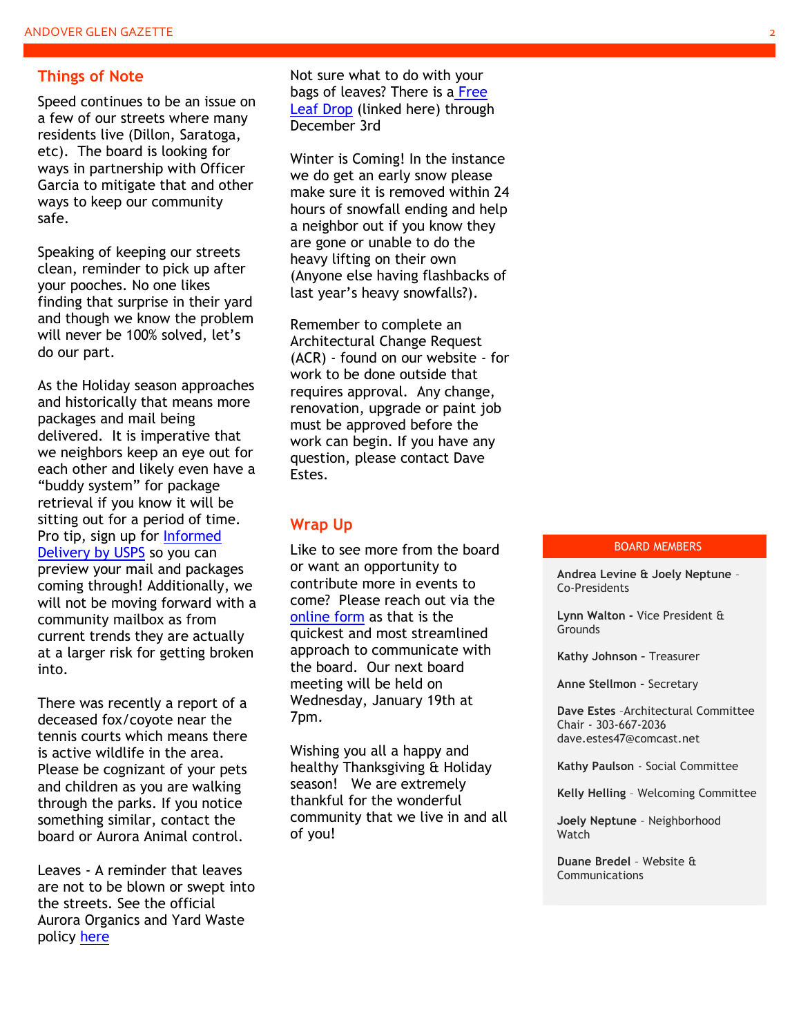## Things of Note

Speed continues to be an issue on a few of our streets where many residents live (Dillon, Saratoga, etc). The board is looking for ways in partnership with Officer Garcia to mitigate that and other ways to keep our community safe.

Speaking of keeping our streets clean, reminder to pick up after your pooches. No one likes finding that surprise in their yard and though we know the problem will never be 100% solved, let's do our part.

As the Holiday season approaches and historically that means more packages and mail being delivered. It is imperative that we neighbors keep an eye out for each other and likely even have a "buddy system" for package retrieval if you know it will be sitting out for a period of time. Pro tip, sign up for Informed Delivery by USPS so you can preview your mail and packages coming through! Additionally, we will not be moving forward with a community mailbox as from current trends they are actually at a larger risk for getting broken into.

There was recently a report of a deceased fox/coyote near the tennis courts which means there is active wildlife in the area. Please be cognizant of your pets and children as you are walking through the parks. If you notice something similar, contact the board or Aurora Animal control.

Leaves - A reminder that leaves are not to be blown or swept into the streets. See the official Aurora Organics and Yard Waste policy here

Not sure what to do with your bags of leaves? There is a Free Leaf Drop (linked here) through December 3rd

Winter is Coming! In the instance we do get an early snow please make sure it is removed within 24 hours of snowfall ending and help a neighbor out if you know they are gone or unable to do the heavy lifting on their own (Anyone else having flashbacks of last year's heavy snowfalls?).

Remember to complete an Architectural Change Request (ACR) - found on our website - for work to be done outside that requires approval. Any change, renovation, upgrade or paint job must be approved before the work can begin. If you have any question, please contact Dave Estes.

## Wrap Up

Like to see more from the board or want an opportunity to contribute more in events to come? Please reach out via the online form as that is the quickest and most streamlined approach to communicate with the board. Our next board meeting will be held on Wednesday, January 19th at 7pm.

Wishing you all a happy and healthy Thanksgiving & Holiday season! We are extremely thankful for the wonderful community that we live in and all of you!

### BOARD MEMBERS

**Andrea Levine & Joely Neptune** – Co-Presidents

**Lynn Walton -** Vice President & Grounds

**Kathy Johnson -** Treasurer

**Anne Stellmon -** Secretary

**Dave Estes** –Architectural Committee Chair - 303-667-2036 dave.estes47@comcast.net

**Kathy Paulson** - Social Committee

**Kelly Helling** – Welcoming Committee

**Joely Neptune** – Neighborhood Watch

**Duane Bredel** – Website & Communications